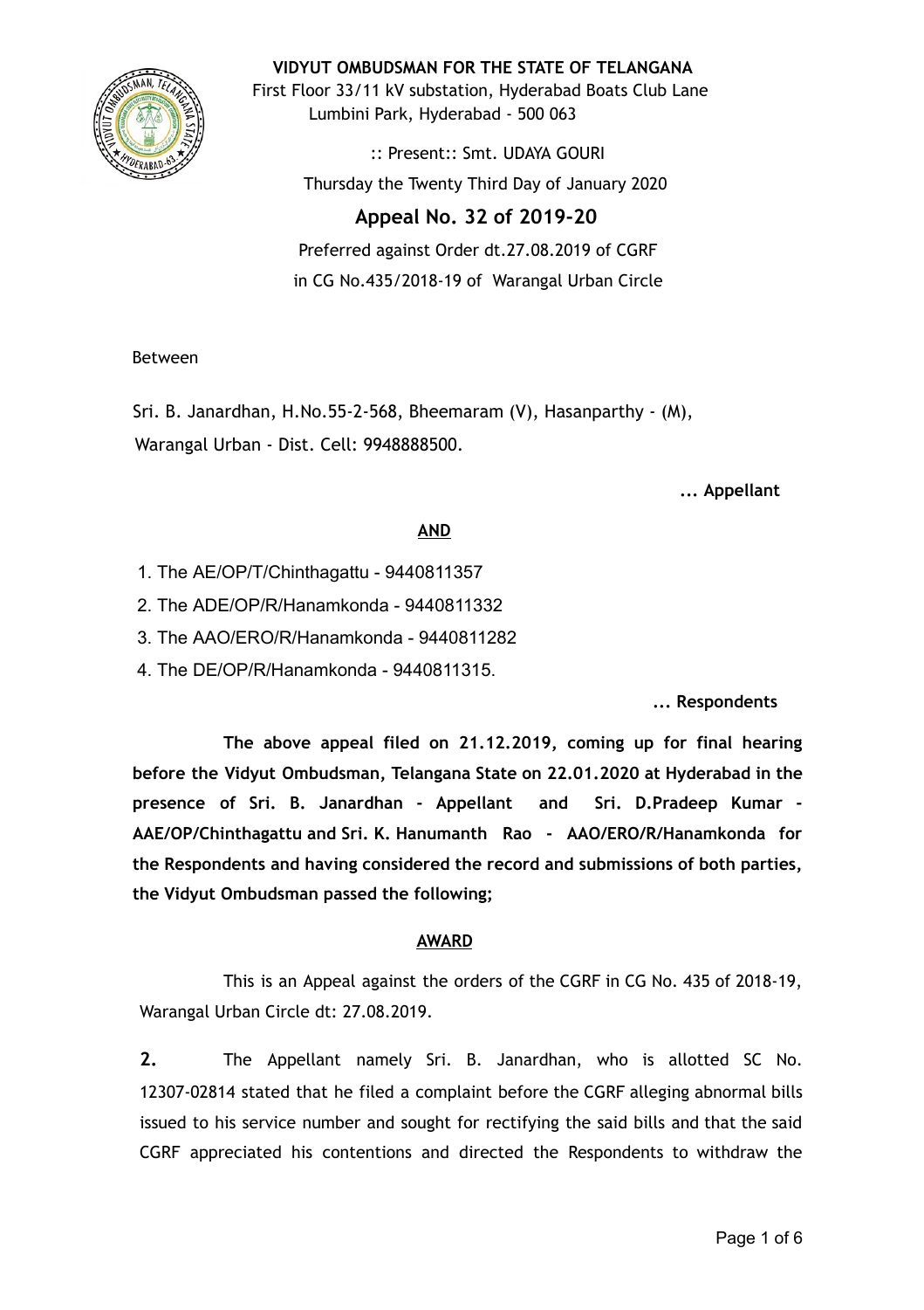**VIDYUT OMBUDSMAN FOR THE STATE OF TELANGANA**

First Floor 33/11 kV substation, Hyderabad Boats Club Lane
Lumbini Park, Hyderabad - 500 063

:: Present:: Smt. UDAYA GOURI

Thursday the Twenty Third Day of January 2020

## Appeal No. 32 of 2019-20

Preferred against Order dt.27.08.2019 of CGRF
in CG No.435/2018-19 of Warangal Urban Circle

Between

Sri. B. Janardhan, H.No.55-2-568, Bheemaram (V), Hasanparthy - (M), Warangal Urban - Dist. Cell: 9948888500.

**... Appellant**

**AND**

1. The AE/OP/T/Chinthagattu - 9440811357
2. The ADE/OP/R/Hanamkonda - 9440811332
3. The AAO/ERO/R/Hanamkonda - 9440811282
4. The DE/OP/R/Hanamkonda - 9440811315.

**... Respondents**

**The above appeal filed on 21.12.2019, coming up for final hearing before the Vidyut Ombudsman, Telangana State on 22.01.2020 at Hyderabad in the presence of Sri. B. Janardhan - Appellant and Sri. D.Pradeep Kumar - AAE/OP/Chinthagattu and Sri. K. Hanumanth Rao - AAO/ERO/R/Hanamkonda for the Respondents and having considered the record and submissions of both parties, the Vidyut Ombudsman passed the following;**

**AWARD**

This is an Appeal against the orders of the CGRF in CG No. 435 of 2018-19, Warangal Urban Circle dt: 27.08.2019.

**2.** The Appellant namely Sri. B. Janardhan, who is allotted SC No. 12307-02814 stated that he filed a complaint before the CGRF alleging abnormal bills issued to his service number and sought for rectifying the said bills and that the said CGRF appreciated his contentions and directed the Respondents to withdraw the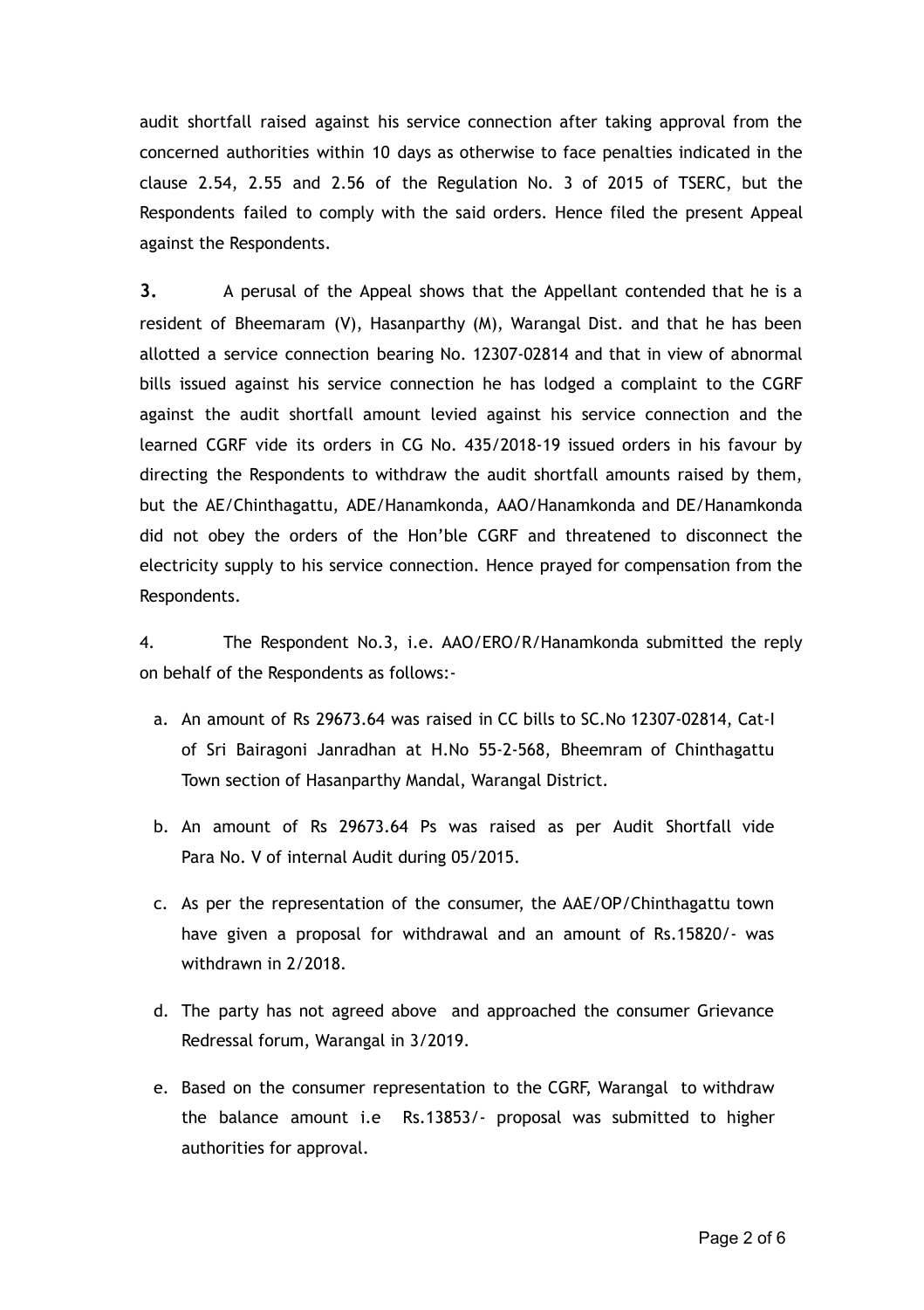audit shortfall raised against his service connection after taking approval from the concerned authorities within 10 days as otherwise to face penalties indicated in the clause 2.54, 2.55 and 2.56 of the Regulation No. 3 of 2015 of TSERC, but the Respondents failed to comply with the said orders. Hence filed the present Appeal against the Respondents.

**3.** A perusal of the Appeal shows that the Appellant contended that he is a resident of Bheemaram (V), Hasanparthy (M), Warangal Dist. and that he has been allotted a service connection bearing No. 12307-02814 and that in view of abnormal bills issued against his service connection he has lodged a complaint to the CGRF against the audit shortfall amount levied against his service connection and the learned CGRF vide its orders in CG No. 435/2018-19 issued orders in his favour by directing the Respondents to withdraw the audit shortfall amounts raised by them, but the AE/Chinthagattu, ADE/Hanamkonda, AAO/Hanamkonda and DE/Hanamkonda did not obey the orders of the Hon'ble CGRF and threatened to disconnect the electricity supply to his service connection. Hence prayed for compensation from the Respondents.

4. The Respondent No.3, i.e. AAO/ERO/R/Hanamkonda submitted the reply on behalf of the Respondents as follows:-

a. An amount of Rs 29673.64 was raised in CC bills to SC.No 12307-02814, Cat-I of Sri Bairagoni Janradhan at H.No 55-2-568, Bheemram of Chinthagattu Town section of Hasanparthy Mandal, Warangal District.

b. An amount of Rs 29673.64 Ps was raised as per Audit Shortfall vide Para No. V of internal Audit during 05/2015.

c. As per the representation of the consumer, the AAE/OP/Chinthagattu town have given a proposal for withdrawal and an amount of Rs.15820/- was withdrawn in 2/2018.

d. The party has not agreed above and approached the consumer Grievance Redressal forum, Warangal in 3/2019.

e. Based on the consumer representation to the CGRF, Warangal to withdraw the balance amount i.e Rs.13853/- proposal was submitted to higher authorities for approval.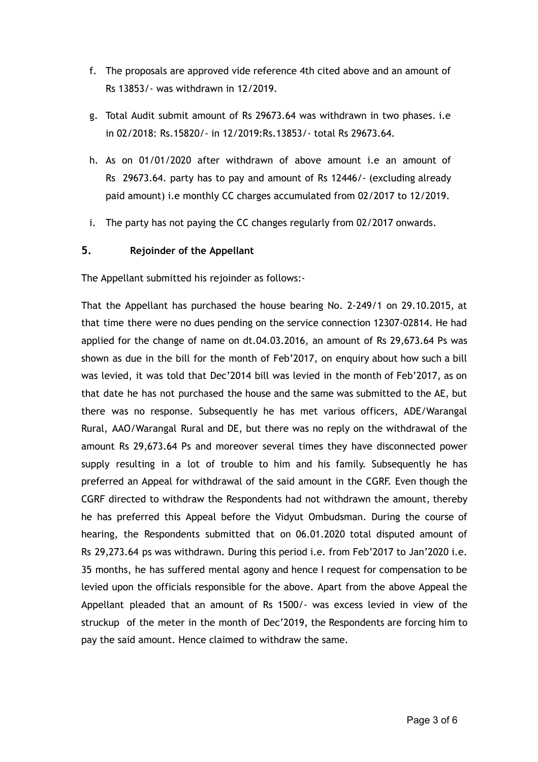f. The proposals are approved vide reference 4th cited above and an amount of Rs 13853/- was withdrawn in 12/2019.

g. Total Audit submit amount of Rs 29673.64 was withdrawn in two phases. i.e in 02/2018: Rs.15820/- in 12/2019:Rs.13853/- total Rs 29673.64.

h. As on 01/01/2020 after withdrawn of above amount i.e an amount of Rs 29673.64. party has to pay and amount of Rs 12446/- (excluding already paid amount) i.e monthly CC charges accumulated from 02/2017 to 12/2019.

i. The party has not paying the CC changes regularly from 02/2017 onwards.

## 5. Rejoinder of the Appellant

The Appellant submitted his rejoinder as follows:-

That the Appellant has purchased the house bearing No. 2-249/1 on 29.10.2015, at that time there were no dues pending on the service connection 12307-02814. He had applied for the change of name on dt.04.03.2016, an amount of Rs 29,673.64 Ps was shown as due in the bill for the month of Feb'2017, on enquiry about how such a bill was levied, it was told that Dec'2014 bill was levied in the month of Feb'2017, as on that date he has not purchased the house and the same was submitted to the AE, but there was no response. Subsequently he has met various officers, ADE/Warangal Rural, AAO/Warangal Rural and DE, but there was no reply on the withdrawal of the amount Rs 29,673.64 Ps and moreover several times they have disconnected power supply resulting in a lot of trouble to him and his family. Subsequently he has preferred an Appeal for withdrawal of the said amount in the CGRF. Even though the CGRF directed to withdraw the Respondents had not withdrawn the amount, thereby he has preferred this Appeal before the Vidyut Ombudsman. During the course of hearing, the Respondents submitted that on 06.01.2020 total disputed amount of Rs 29,273.64 ps was withdrawn. During this period i.e. from Feb'2017 to Jan'2020 i.e. 35 months, he has suffered mental agony and hence I request for compensation to be levied upon the officials responsible for the above. Apart from the above Appeal the Appellant pleaded that an amount of Rs 1500/- was excess levied in view of the struckup of the meter in the month of Dec'2019, the Respondents are forcing him to pay the said amount. Hence claimed to withdraw the same.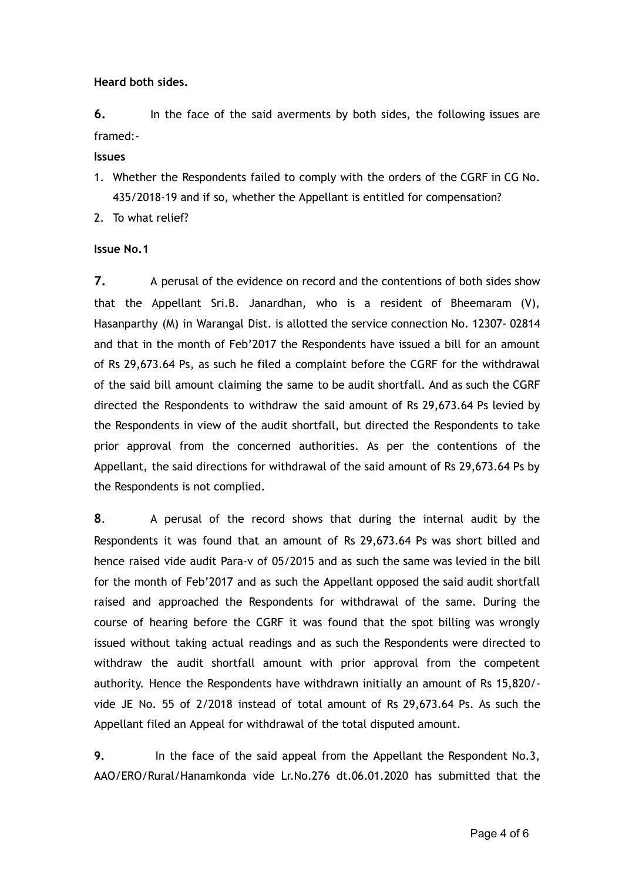**Heard both sides.**

**6.** In the face of the said averments by both sides, the following issues are framed:-

**Issues**

1. Whether the Respondents failed to comply with the orders of the CGRF in CG No. 435/2018-19 and if so, whether the Appellant is entitled for compensation?
2. To what relief?

**Issue No.1**

**7.** A perusal of the evidence on record and the contentions of both sides show that the Appellant Sri.B. Janardhan, who is a resident of Bheemaram (V), Hasanparthy (M) in Warangal Dist. is allotted the service connection No. 12307- 02814 and that in the month of Feb'2017 the Respondents have issued a bill for an amount of Rs 29,673.64 Ps, as such he filed a complaint before the CGRF for the withdrawal of the said bill amount claiming the same to be audit shortfall. And as such the CGRF directed the Respondents to withdraw the said amount of Rs 29,673.64 Ps levied by the Respondents in view of the audit shortfall, but directed the Respondents to take prior approval from the concerned authorities. As per the contentions of the Appellant, the said directions for withdrawal of the said amount of Rs 29,673.64 Ps by the Respondents is not complied.

**8**. A perusal of the record shows that during the internal audit by the Respondents it was found that an amount of Rs 29,673.64 Ps was short billed and hence raised vide audit Para-v of 05/2015 and as such the same was levied in the bill for the month of Feb'2017 and as such the Appellant opposed the said audit shortfall raised and approached the Respondents for withdrawal of the same. During the course of hearing before the CGRF it was found that the spot billing was wrongly issued without taking actual readings and as such the Respondents were directed to withdraw the audit shortfall amount with prior approval from the competent authority. Hence the Respondents have withdrawn initially an amount of Rs 15,820/- vide JE No. 55 of 2/2018 instead of total amount of Rs 29,673.64 Ps. As such the Appellant filed an Appeal for withdrawal of the total disputed amount.

**9.** In the face of the said appeal from the Appellant the Respondent No.3, AAO/ERO/Rural/Hanamkonda vide Lr.No.276 dt.06.01.2020 has submitted that the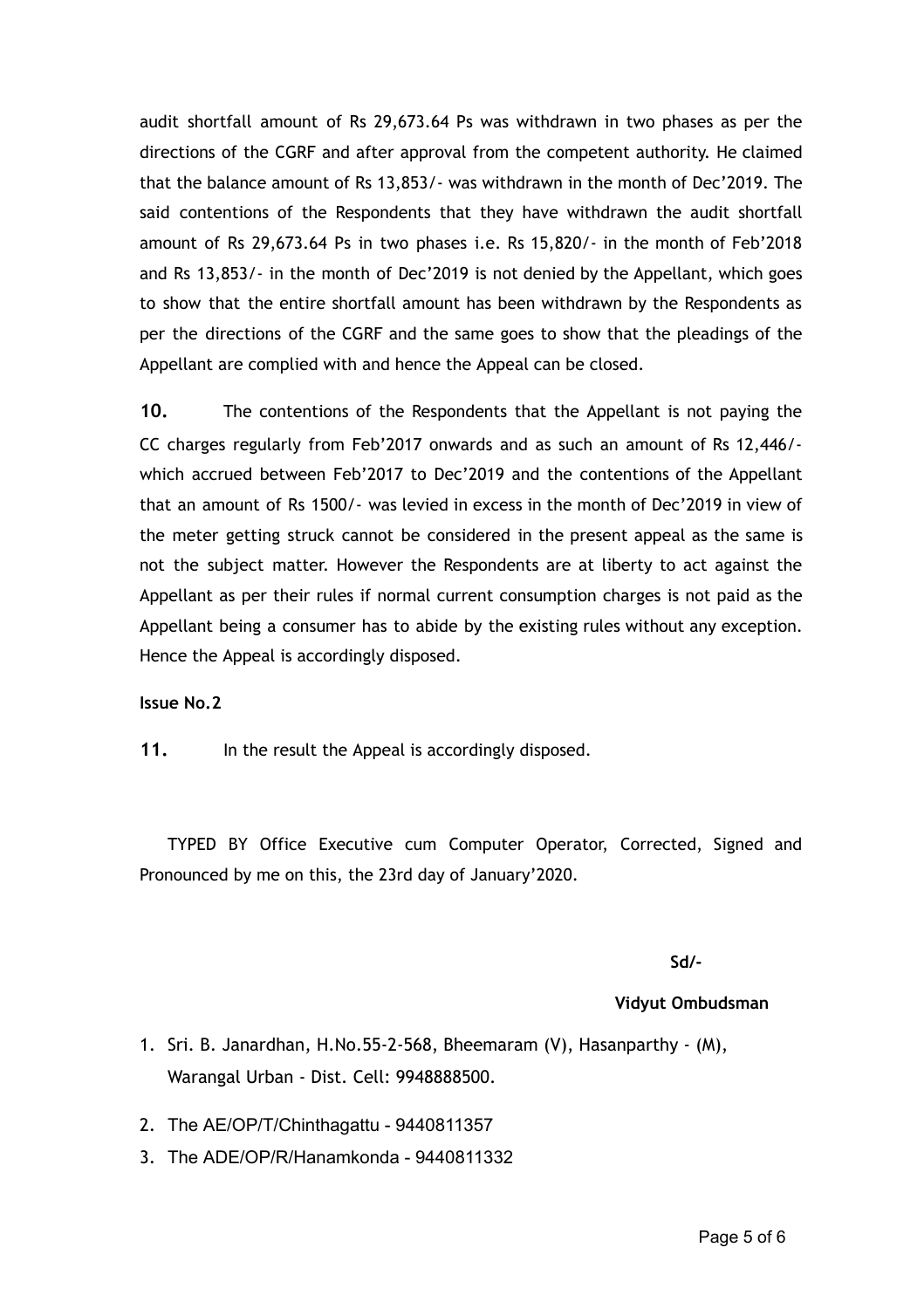audit shortfall amount of Rs 29,673.64 Ps was withdrawn in two phases as per the directions of the CGRF and after approval from the competent authority. He claimed that the balance amount of Rs 13,853/- was withdrawn in the month of Dec'2019. The said contentions of the Respondents that they have withdrawn the audit shortfall amount of Rs 29,673.64 Ps in two phases i.e. Rs 15,820/- in the month of Feb'2018 and Rs 13,853/- in the month of Dec'2019 is not denied by the Appellant, which goes to show that the entire shortfall amount has been withdrawn by the Respondents as per the directions of the CGRF and the same goes to show that the pleadings of the Appellant are complied with and hence the Appeal can be closed.

**10.** The contentions of the Respondents that the Appellant is not paying the CC charges regularly from Feb'2017 onwards and as such an amount of Rs 12,446/- which accrued between Feb'2017 to Dec'2019 and the contentions of the Appellant that an amount of Rs 1500/- was levied in excess in the month of Dec'2019 in view of the meter getting struck cannot be considered in the present appeal as the same is not the subject matter. However the Respondents are at liberty to act against the Appellant as per their rules if normal current consumption charges is not paid as the Appellant being a consumer has to abide by the existing rules without any exception. Hence the Appeal is accordingly disposed.

**Issue No.2**

**11.** In the result the Appeal is accordingly disposed.

TYPED BY Office Executive cum Computer Operator, Corrected, Signed and Pronounced by me on this, the 23rd day of January'2020.

**Sd/-**

**Vidyut Ombudsman**

1. Sri. B. Janardhan, H.No.55-2-568, Bheemaram (V), Hasanparthy - (M), Warangal Urban - Dist. Cell: 9948888500.
2. The AE/OP/T/Chinthagattu - 9440811357
3. The ADE/OP/R/Hanamkonda - 9440811332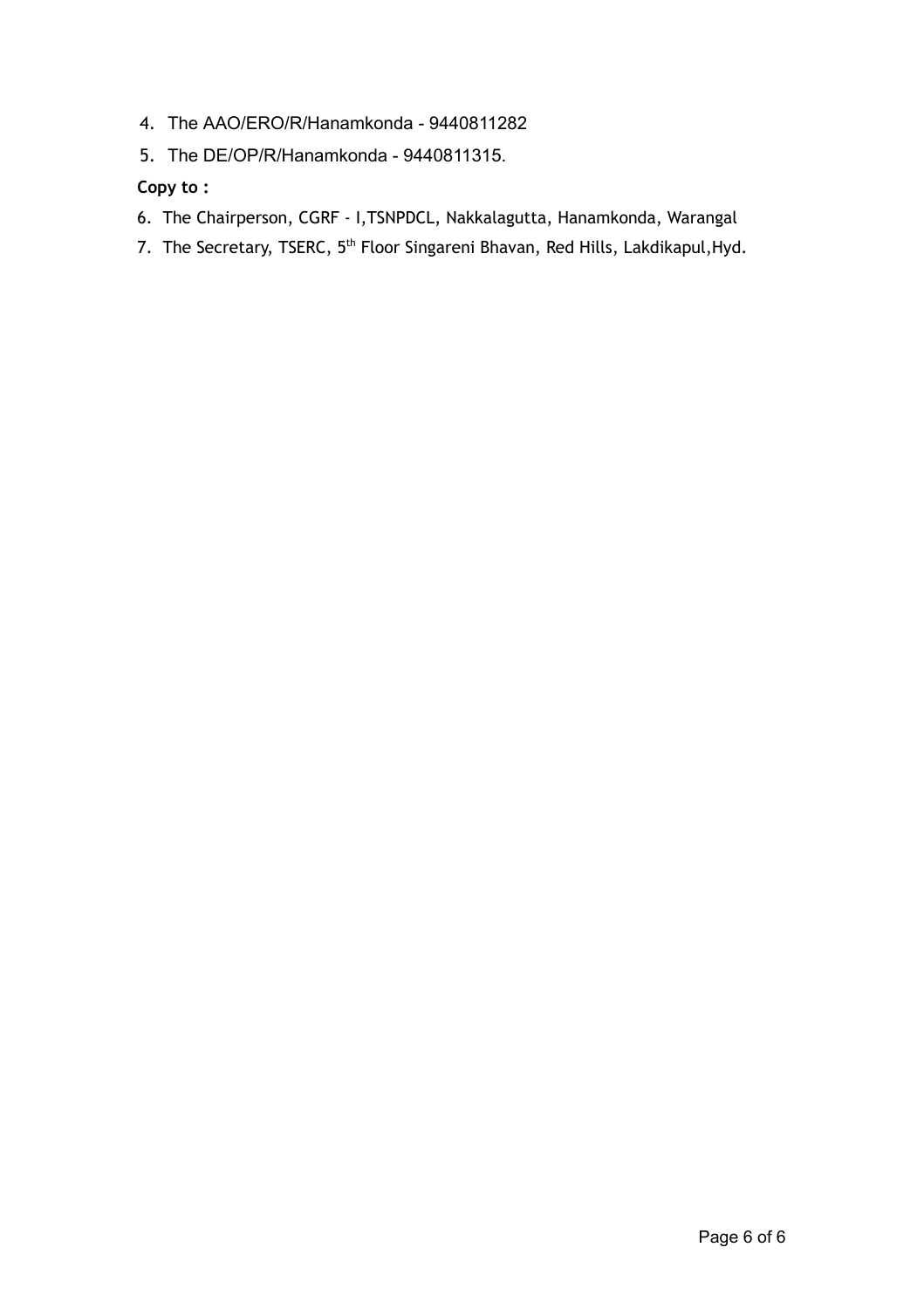4. The AAO/ERO/R/Hanamkonda - 9440811282
5. The DE/OP/R/Hanamkonda - 9440811315.

**Copy to :**

6. The Chairperson, CGRF - I,TSNPDCL, Nakkalagutta, Hanamkonda, Warangal
7. The Secretary, TSERC, 5th Floor Singareni Bhavan, Red Hills, Lakdikapul,Hyd.